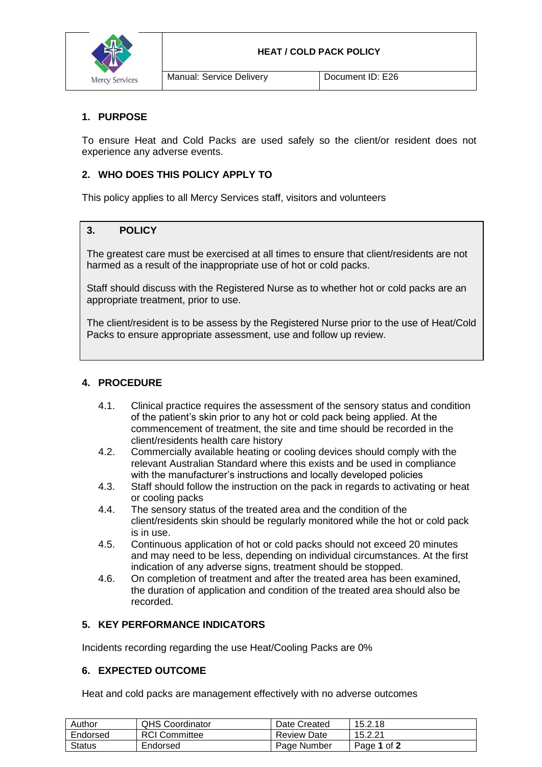| Mercy Services | HEAT / COLD PACK POLICY | |
|---|---|---|
| | Manual: Service Delivery | Document ID: E26 |

## 1. PURPOSE

To ensure Heat and Cold Packs are used safely so the client/or resident does not experience any adverse events.

## 2. WHO DOES THIS POLICY APPLY TO

This policy applies to all Mercy Services staff, visitors and volunteers

## 3. POLICY

The greatest care must be exercised at all times to ensure that client/residents are not harmed as a result of the inappropriate use of hot or cold packs.

Staff should discuss with the Registered Nurse as to whether hot or cold packs are an appropriate treatment, prior to use.

The client/resident is to be assess by the Registered Nurse prior to the use of Heat/Cold Packs to ensure appropriate assessment, use and follow up review.

## 4. PROCEDURE

4.1. Clinical practice requires the assessment of the sensory status and condition of the patient's skin prior to any hot or cold pack being applied. At the commencement of treatment, the site and time should be recorded in the client/residents health care history

4.2. Commercially available heating or cooling devices should comply with the relevant Australian Standard where this exists and be used in compliance with the manufacturer's instructions and locally developed policies

4.3. Staff should follow the instruction on the pack in regards to activating or heat or cooling packs

4.4. The sensory status of the treated area and the condition of the client/residents skin should be regularly monitored while the hot or cold pack is in use.

4.5. Continuous application of hot or cold packs should not exceed 20 minutes and may need to be less, depending on individual circumstances. At the first indication of any adverse signs, treatment should be stopped.

4.6. On completion of treatment and after the treated area has been examined, the duration of application and condition of the treated area should also be recorded.

## 5. KEY PERFORMANCE INDICATORS

Incidents recording regarding the use Heat/Cooling Packs are 0%

## 6. EXPECTED OUTCOME

Heat and cold packs are management effectively with no adverse outcomes

| | | | |
|---|---|---|---|
| Author | QHS Coordinator | Date Created | 15.2.18 |
| Endorsed | RCI Committee | Review Date | 15.2.21 |
| Status | Endorsed | Page Number | Page **1** of **2** |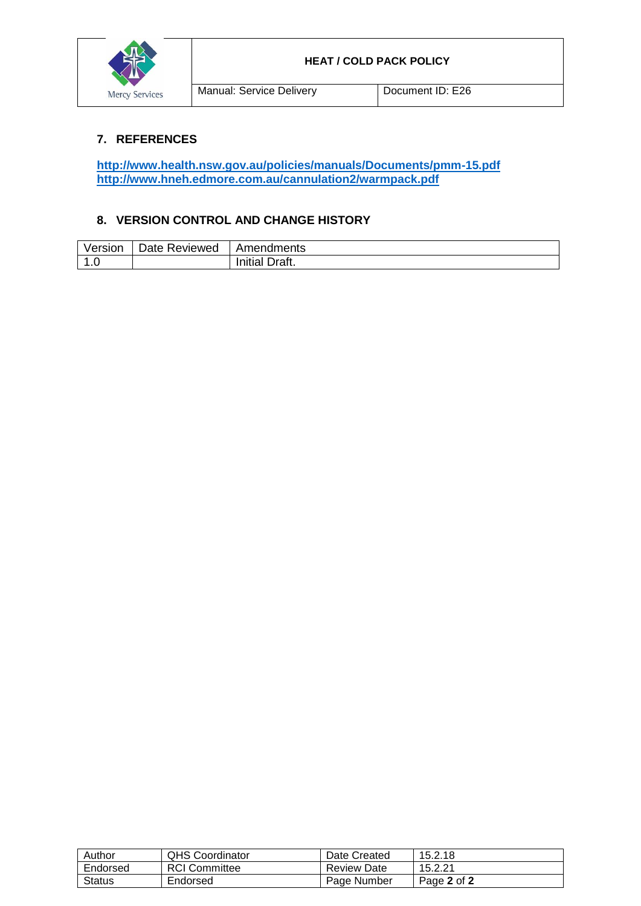## 7. REFERENCES

**http://www.health.nsw.gov.au/policies/manuals/Documents/pmm-15.pdf**
**http://www.hneh.edmore.com.au/cannulation2/warmpack.pdf**

## 8. VERSION CONTROL AND CHANGE HISTORY

| Version | Date Reviewed | Amendments |
|---|---|---|
| 1.0 | | Initial Draft. |

| | | | |
|---|---|---|---|
| Author | QHS Coordinator | Date Created | 15.2.18 |
| Endorsed | RCI Committee | Review Date | 15.2.21 |
| Status | Endorsed | Page Number | Page **2** of **2** |